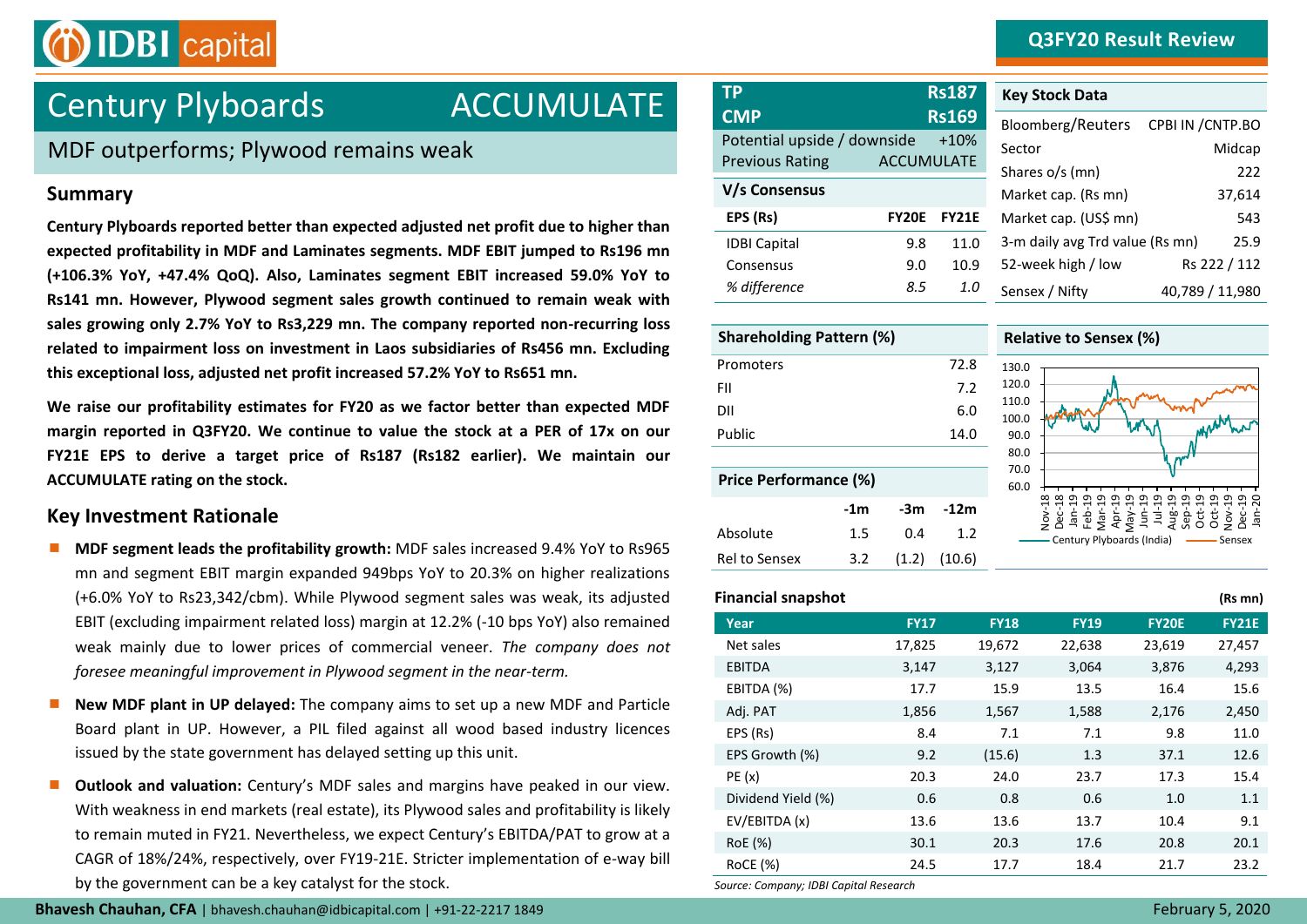# Century Plyboards ACCUMULATE

## MDF outperforms; Plywood remains weak

### Summary

**Century Plyboards reported better than expected adjusted net profit due to higher than expected profitability in MDF and Laminates segments. MDF EBIT jumped to Rs196 mn (+106.3% YoY, +47.4% QoQ). Also, Laminates segment EBIT increased 59.0% YoY to Rs141 mn. However, Plywood segment sales growth continued to remain weak with sales growing only 2.7% YoY to Rs3,229 mn. The company reported non-recurring loss related to impairment loss on investment in Laos subsidiaries of Rs456 mn. Excluding this exceptional loss, adjusted net profit increased 57.2% YoY to Rs651 mn.**

**We raise our profitability estimates for FY20 as we factor better than expected MDF margin reported in Q3FY20. We continue to value the stock at a PER of 17x on our FY21E EPS to derive a target price of Rs187 (Rs182 earlier). We maintain our ACCUMULATE rating on the stock.**

### Key Investment Rationale

- **MDF segment leads the profitability growth:** MDF sales increased 9.4% YoY to Rs965 mn and segment EBIT margin expanded 949bps YoY to 20.3% on higher realizations (+6.0% YoY to Rs23,342/cbm). While Plywood segment sales was weak, its adjusted EBIT (excluding impairment related loss) margin at 12.2% (-10 bps YoY) also remained weak mainly due to lower prices of commercial veneer. *The company does not foresee meaningful improvement in Plywood segment in the near-term.*
- **New MDF plant in UP delayed:** The company aims to set up a new MDF and Particle Board plant in UP. However, a PIL filed against all wood based industry licences issued by the state government has delayed setting up this unit.
- **Outlook and valuation:** Century's MDF sales and margins have peaked in our view. With weakness in end markets (real estate), its Plywood sales and profitability is likely to remain muted in FY21. Nevertheless, we expect Century's EBITDA/PAT to grow at a CAGR of 18%/24%, respectively, over FY19-21E. Stricter implementation of e-way bill by the government can be a key catalyst for the stock.

| | |
|---|---|
| **TP** | **Rs187** |
| **CMP** | **Rs169** |
| Potential upside / downside | +10% |
| Previous Rating | ACCUMULATE |

**V/s Consensus**

| EPS (Rs) | FY20E | FY21E |
|---|---|---|
| IDBI Capital | 9.8 | 11.0 |
| Consensus | 9.0 | 10.9 |
| *% difference* | *8.5* | *1.0* |

**Key Stock Data**

| | |
|---|---|
| Bloomberg/Reuters | CPBI IN /CNTP.BO |
| Sector | Midcap |
| Shares o/s (mn) | 222 |
| Market cap. (Rs mn) | 37,614 |
| Market cap. (US$ mn) | 543 |
| 3-m daily avg Trd value (Rs mn) | 25.9 |
| 52-week high / low | Rs 222 / 112 |
| Sensex / Nifty | 40,789 / 11,980 |

**Shareholding Pattern (%)**

| | |
|---|---|
| Promoters | 72.8 |
| FII | 7.2 |
| DII | 6.0 |
| Public | 14.0 |

**Relative to Sensex (%)**

130.0
120.0
110.0
100.0
90.0
80.0
70.0
60.0

Nov-18 Dec-18 Jan-19 Feb-19 Mar-19 Apr-19 May-19 Jun-19 Jul-19 Aug-19 Sep-19 Oct-19 Nov-19 Dec-19 Jan-20

Century Plyboards (India) — Sensex

**Price Performance (%)**

| | -1m | -3m | -12m |
|---|---|---|---|
| Absolute | 1.5 | 0.4 | 1.2 |
| Rel to Sensex | 3.2 | (1.2) | (10.6) |

**Financial snapshot** (Rs mn)

| Year | FY17 | FY18 | FY19 | FY20E | FY21E |
|---|---|---|---|---|---|
| Net sales | 17,825 | 19,672 | 22,638 | 23,619 | 27,457 |
| EBITDA | 3,147 | 3,127 | 3,064 | 3,876 | 4,293 |
| EBITDA (%) | 17.7 | 15.9 | 13.5 | 16.4 | 15.6 |
| Adj. PAT | 1,856 | 1,567 | 1,588 | 2,176 | 2,450 |
| EPS (Rs) | 8.4 | 7.1 | 7.1 | 9.8 | 11.0 |
| EPS Growth (%) | 9.2 | (15.6) | 1.3 | 37.1 | 12.6 |
| PE (x) | 20.3 | 24.0 | 23.7 | 17.3 | 15.4 |
| Dividend Yield (%) | 0.6 | 0.8 | 0.6 | 1.0 | 1.1 |
| EV/EBITDA (x) | 13.6 | 13.6 | 13.7 | 10.4 | 9.1 |
| RoE (%) | 30.1 | 20.3 | 17.6 | 20.8 | 20.1 |
| RoCE (%) | 24.5 | 17.7 | 18.4 | 21.7 | 23.2 |

*Source: Company; IDBI Capital Research*

**Bhavesh Chauhan, CFA** | bhavesh.chauhan@idbicapital.com | +91-22-2217 1849

February 5, 2020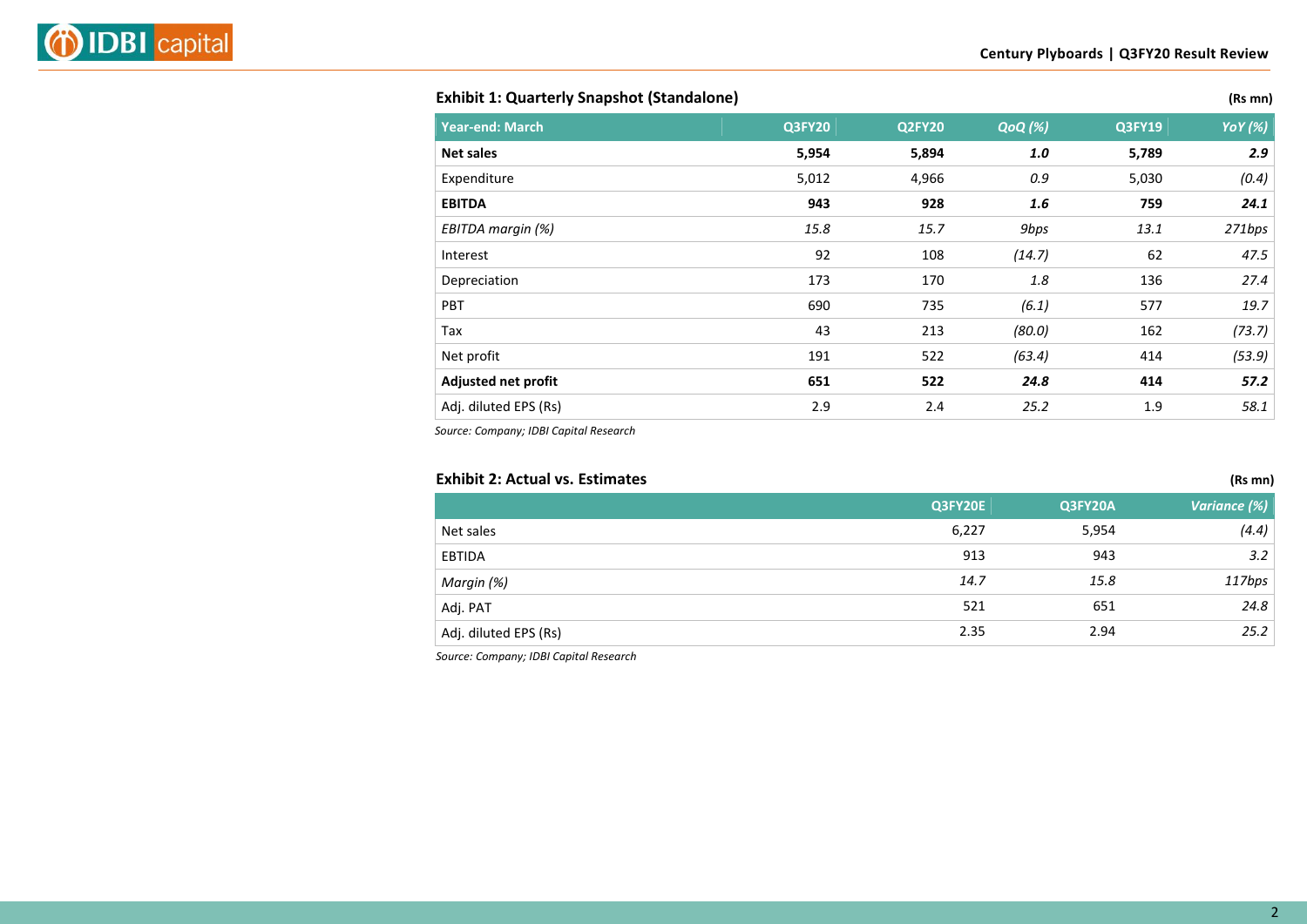**Exhibit 1: Quarterly Snapshot (Standalone)** **(Rs mn)**

| Year-end: March | Q3FY20 | Q2FY20 | QoQ (%) | Q3FY19 | YoY (%) |
|---|---|---|---|---|---|
| **Net sales** | **5,954** | **5,894** | ***1.0*** | **5,789** | ***2.9*** |
| Expenditure | 5,012 | 4,966 | *0.9* | 5,030 | *(0.4)* |
| **EBITDA** | **943** | **928** | ***1.6*** | **759** | ***24.1*** |
| *EBITDA margin (%)* | *15.8* | *15.7* | *9bps* | *13.1* | *271bps* |
| Interest | 92 | 108 | *(14.7)* | 62 | *47.5* |
| Depreciation | 173 | 170 | *1.8* | 136 | *27.4* |
| PBT | 690 | 735 | *(6.1)* | 577 | *19.7* |
| Tax | 43 | 213 | *(80.0)* | 162 | *(73.7)* |
| Net profit | 191 | 522 | *(63.4)* | 414 | *(53.9)* |
| **Adjusted net profit** | **651** | **522** | ***24.8*** | **414** | ***57.2*** |
| Adj. diluted EPS (Rs) | 2.9 | 2.4 | *25.2* | 1.9 | *58.1* |

*Source: Company; IDBI Capital Research*

**Exhibit 2: Actual vs. Estimates** **(Rs mn)**

| | Q3FY20E | Q3FY20A | Variance (%) |
|---|---|---|---|
| Net sales | 6,227 | 5,954 | *(4.4)* |
| EBTIDA | 913 | 943 | *3.2* |
| *Margin (%)* | *14.7* | *15.8* | *117bps* |
| Adj. PAT | 521 | 651 | *24.8* |
| Adj. diluted EPS (Rs) | 2.35 | 2.94 | *25.2* |

*Source: Company; IDBI Capital Research*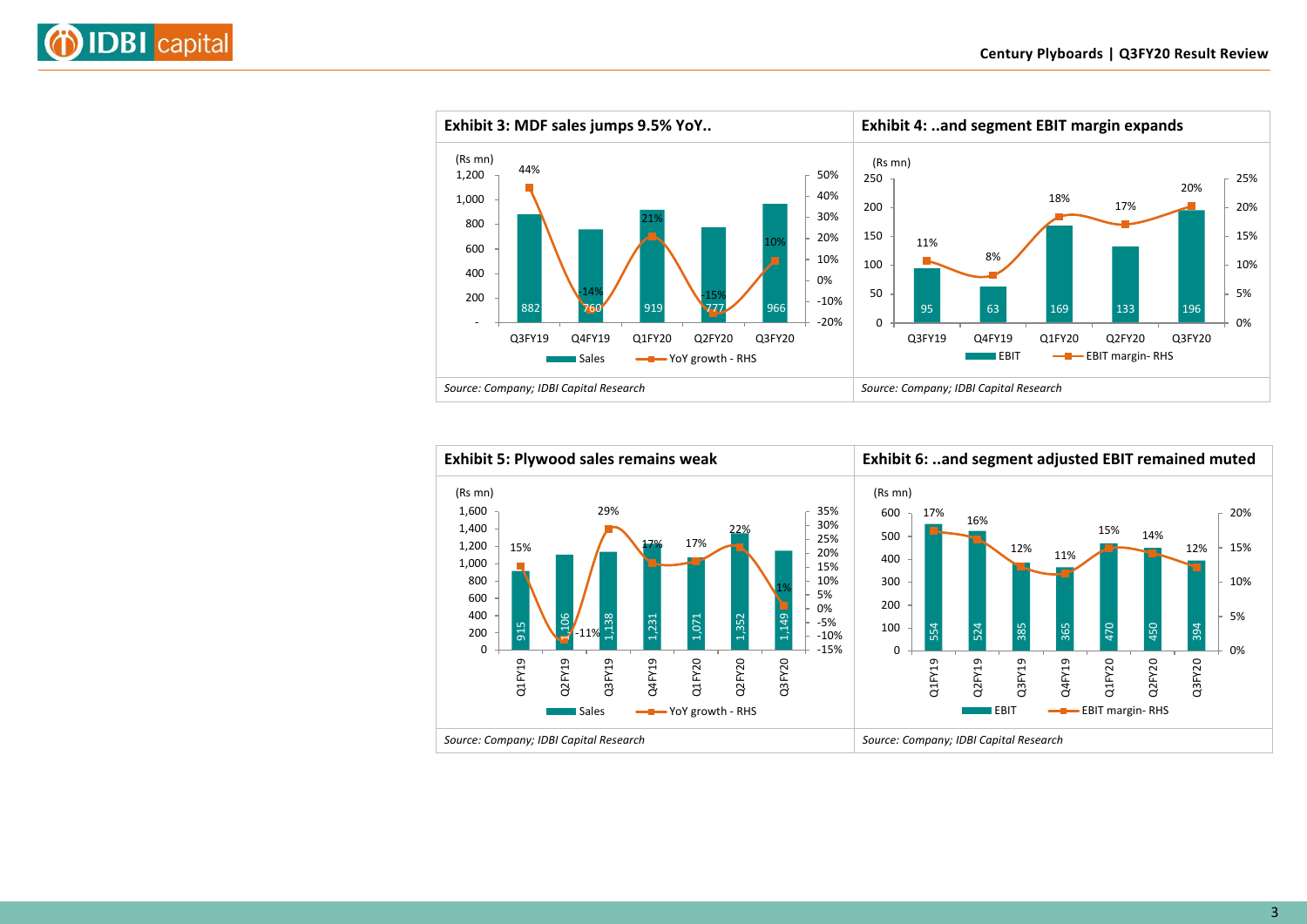**Exhibit 3: MDF sales jumps 9.5% YoY..**

(Rs mn)

1,200
1,000
800
600
400
200
-

50%
40%
30%
20%
10%
0%
-10%
-20%

44%
-14%
21%
-15%
10%

882
760
919
777
966

Q3FY19
Q4FY19
Q1FY20
Q2FY20
Q3FY20

Sales
YoY growth - RHS

*Source: Company; IDBI Capital Research*

**Exhibit 4: ..and segment EBIT margin expands**

(Rs mn)

250
200
150
100
50
0

25%
20%
15%
10%
5%
0%

11%
8%
18%
17%
20%

95
63
169
133
196

Q3FY19
Q4FY19
Q1FY20
Q2FY20
Q3FY20

EBIT
EBIT margin- RHS

*Source: Company; IDBI Capital Research*

**Exhibit 5: Plywood sales remains weak**

(Rs mn)

1,600
1,400
1,200
1,000
800
600
400
200
0

35%
30%
25%
20%
15%
10%
5%
0%
-5%
-10%
-15%

15%
-11%
29%
17%
17%
22%
1%

915
1,106
1,138
1,231
1,071
1,352
1,149

Q1FY19
Q2FY19
Q3FY19
Q4FY19
Q1FY20
Q2FY20
Q3FY20

Sales
YoY growth - RHS

*Source: Company; IDBI Capital Research*

**Exhibit 6: ..and segment adjusted EBIT remained muted**

(Rs mn)

600
500
400
300
200
100
0

20%
15%
10%
5%
0%

17%
16%
12%
11%
15%
14%
12%

554
524
385
365
470
450
394

Q1FY19
Q2FY19
Q3FY19
Q4FY19
Q1FY20
Q2FY20
Q3FY20

EBIT
EBIT margin- RHS

*Source: Company; IDBI Capital Research*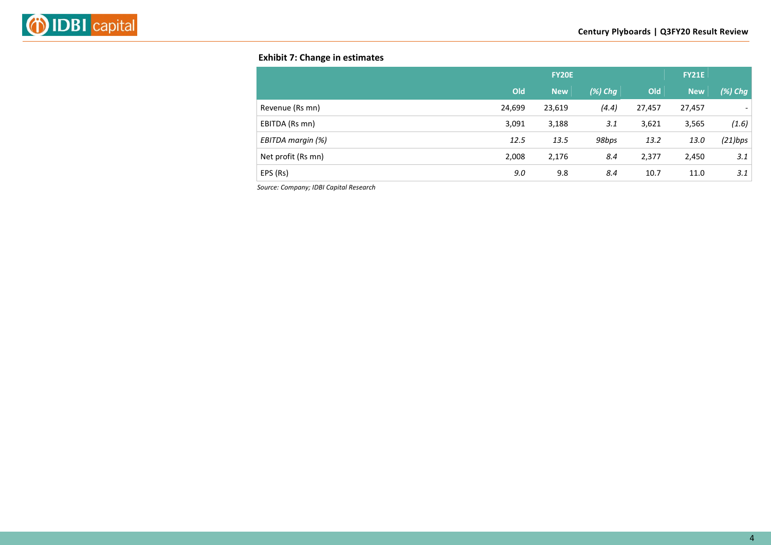**Exhibit 7: Change in estimates**

| | FY20E | | | FY21E | | |
|---|---|---|---|---|---|---|
| | Old | New | *(%) Chg* | Old | New | *(%) Chg* |
| Revenue (Rs mn) | 24,699 | 23,619 | *(4.4)* | 27,457 | 27,457 | - |
| EBITDA (Rs mn) | 3,091 | 3,188 | *3.1* | 3,621 | 3,565 | *(1.6)* |
| *EBITDA margin (%)* | *12.5* | *13.5* | *98bps* | *13.2* | *13.0* | *(21)bps* |
| Net profit (Rs mn) | 2,008 | 2,176 | *8.4* | 2,377 | 2,450 | *3.1* |
| EPS (Rs) | *9.0* | 9.8 | *8.4* | 10.7 | 11.0 | *3.1* |

*Source: Company; IDBI Capital Research*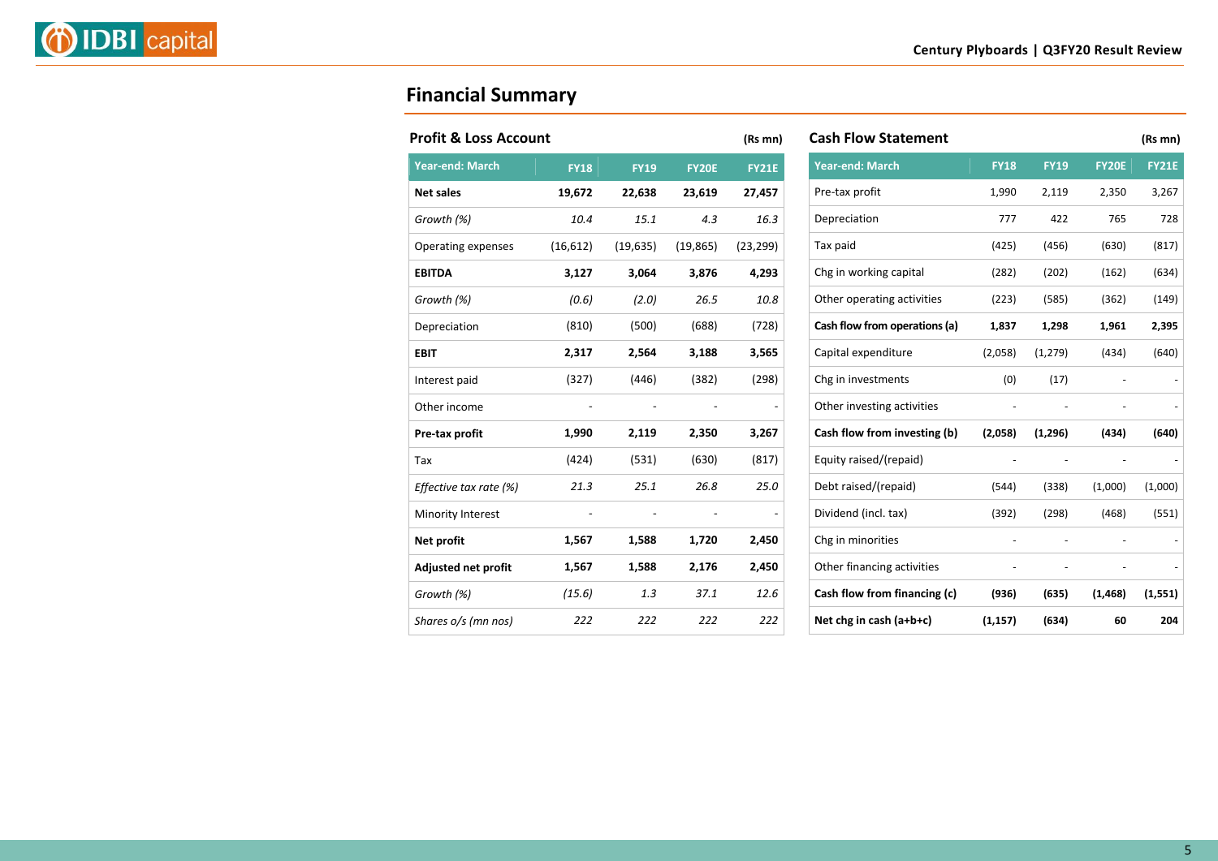## Financial Summary

### Profit & Loss Account

(Rs mn)

| Year-end: March | FY18 | FY19 | FY20E | FY21E |
|---|---|---|---|---|
| **Net sales** | **19,672** | **22,638** | **23,619** | **27,457** |
| *Growth (%)* | *10.4* | *15.1* | *4.3* | *16.3* |
| Operating expenses | (16,612) | (19,635) | (19,865) | (23,299) |
| **EBITDA** | **3,127** | **3,064** | **3,876** | **4,293** |
| *Growth (%)* | *(0.6)* | *(2.0)* | *26.5* | *10.8* |
| Depreciation | (810) | (500) | (688) | (728) |
| **EBIT** | **2,317** | **2,564** | **3,188** | **3,565** |
| Interest paid | (327) | (446) | (382) | (298) |
| Other income | - | - | - | - |
| **Pre-tax profit** | **1,990** | **2,119** | **2,350** | **3,267** |
| Tax | (424) | (531) | (630) | (817) |
| *Effective tax rate (%)* | *21.3* | *25.1* | *26.8* | *25.0* |
| Minority Interest | - | - | - | - |
| **Net profit** | **1,567** | **1,588** | **1,720** | **2,450** |
| **Adjusted net profit** | **1,567** | **1,588** | **2,176** | **2,450** |
| *Growth (%)* | *(15.6)* | *1.3* | *37.1* | *12.6* |
| *Shares o/s (mn nos)* | *222* | *222* | *222* | *222* |

### Cash Flow Statement

(Rs mn)

| Year-end: March | FY18 | FY19 | FY20E | FY21E |
|---|---|---|---|---|
| Pre-tax profit | 1,990 | 2,119 | 2,350 | 3,267 |
| Depreciation | 777 | 422 | 765 | 728 |
| Tax paid | (425) | (456) | (630) | (817) |
| Chg in working capital | (282) | (202) | (162) | (634) |
| Other operating activities | (223) | (585) | (362) | (149) |
| **Cash flow from operations (a)** | **1,837** | **1,298** | **1,961** | **2,395** |
| Capital expenditure | (2,058) | (1,279) | (434) | (640) |
| Chg in investments | (0) | (17) | - | - |
| Other investing activities | - | - | - | - |
| **Cash flow from investing (b)** | **(2,058)** | **(1,296)** | **(434)** | **(640)** |
| Equity raised/(repaid) | - | - | - | - |
| Debt raised/(repaid) | (544) | (338) | (1,000) | (1,000) |
| Dividend (incl. tax) | (392) | (298) | (468) | (551) |
| Chg in minorities | - | - | - | - |
| Other financing activities | - | - | - | - |
| **Cash flow from financing (c)** | **(936)** | **(635)** | **(1,468)** | **(1,551)** |
| **Net chg in cash (a+b+c)** | **(1,157)** | **(634)** | **60** | **204** |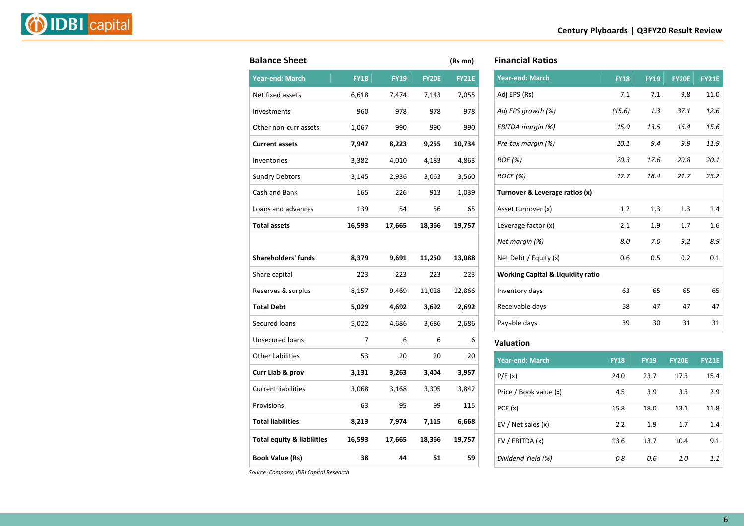## Balance Sheet

(Rs mn)

| Year-end: March | FY18 | FY19 | FY20E | FY21E |
|---|---|---|---|---|
| Net fixed assets | 6,618 | 7,474 | 7,143 | 7,055 |
| Investments | 960 | 978 | 978 | 978 |
| Other non-curr assets | 1,067 | 990 | 990 | 990 |
| **Current assets** | **7,947** | **8,223** | **9,255** | **10,734** |
| Inventories | 3,382 | 4,010 | 4,183 | 4,863 |
| Sundry Debtors | 3,145 | 2,936 | 3,063 | 3,560 |
| Cash and Bank | 165 | 226 | 913 | 1,039 |
| Loans and advances | 139 | 54 | 56 | 65 |
| **Total assets** | **16,593** | **17,665** | **18,366** | **19,757** |
| | | | | |
| **Shareholders' funds** | **8,379** | **9,691** | **11,250** | **13,088** |
| Share capital | 223 | 223 | 223 | 223 |
| Reserves & surplus | 8,157 | 9,469 | 11,028 | 12,866 |
| **Total Debt** | **5,029** | **4,692** | **3,692** | **2,692** |
| Secured loans | 5,022 | 4,686 | 3,686 | 2,686 |
| Unsecured loans | 7 | 6 | 6 | 6 |
| Other liabilities | 53 | 20 | 20 | 20 |
| **Curr Liab & prov** | **3,131** | **3,263** | **3,404** | **3,957** |
| Current liabilities | 3,068 | 3,168 | 3,305 | 3,842 |
| Provisions | 63 | 95 | 99 | 115 |
| **Total liabilities** | **8,213** | **7,974** | **7,115** | **6,668** |
| **Total equity & liabilities** | **16,593** | **17,665** | **18,366** | **19,757** |
| **Book Value (Rs)** | **38** | **44** | **51** | **59** |

*Source: Company; IDBI Capital Research*

## Financial Ratios

| Year-end: March | FY18 | FY19 | FY20E | FY21E |
|---|---|---|---|---|
| Adj EPS (Rs) | 7.1 | 7.1 | 9.8 | 11.0 |
| *Adj EPS growth (%)* | *(15.6)* | *1.3* | *37.1* | *12.6* |
| *EBITDA margin (%)* | *15.9* | *13.5* | *16.4* | *15.6* |
| *Pre-tax margin (%)* | *10.1* | *9.4* | *9.9* | *11.9* |
| *ROE (%)* | *20.3* | *17.6* | *20.8* | *20.1* |
| *ROCE (%)* | *17.7* | *18.4* | *21.7* | *23.2* |
| **Turnover & Leverage ratios (x)** | | | | |
| Asset turnover (x) | 1.2 | 1.3 | 1.3 | 1.4 |
| Leverage factor (x) | 2.1 | 1.9 | 1.7 | 1.6 |
| *Net margin (%)* | *8.0* | *7.0* | *9.2* | *8.9* |
| Net Debt / Equity (x) | 0.6 | 0.5 | 0.2 | 0.1 |
| **Working Capital & Liquidity ratio** | | | | |
| Inventory days | 63 | 65 | 65 | 65 |
| Receivable days | 58 | 47 | 47 | 47 |
| Payable days | 39 | 30 | 31 | 31 |

## Valuation

| Year-end: March | FY18 | FY19 | FY20E | FY21E |
|---|---|---|---|---|
| P/E (x) | 24.0 | 23.7 | 17.3 | 15.4 |
| Price / Book value (x) | 4.5 | 3.9 | 3.3 | 2.9 |
| PCE (x) | 15.8 | 18.0 | 13.1 | 11.8 |
| EV / Net sales (x) | 2.2 | 1.9 | 1.7 | 1.4 |
| EV / EBITDA (x) | 13.6 | 13.7 | 10.4 | 9.1 |
| *Dividend Yield (%)* | *0.8* | *0.6* | *1.0* | *1.1* |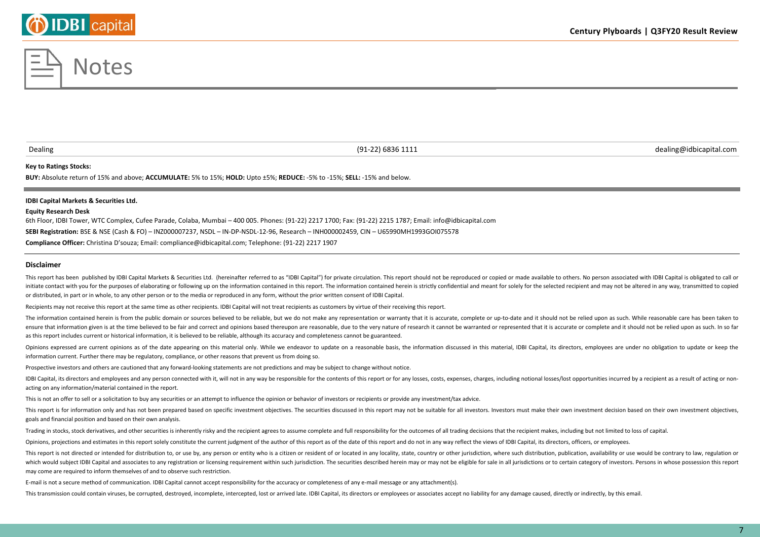# Notes

| Dealing | (91-22) 6836 1111 | dealing@idbicapital.com |
|---|---|---|

**Key to Ratings Stocks:**

**BUY:** Absolute return of 15% and above; **ACCUMULATE:** 5% to 15%; **HOLD:** Upto ±5%; **REDUCE:** -5% to -15%; **SELL:** -15% and below.

**IDBI Capital Markets & Securities Ltd.**

**Equity Research Desk**

6th Floor, IDBI Tower, WTC Complex, Cufee Parade, Colaba, Mumbai – 400 005. Phones: (91-22) 2217 1700; Fax: (91-22) 2215 1787; Email: info@idbicapital.com

**SEBI Registration:** BSE & NSE (Cash & FO) – INZ000007237, NSDL – IN-DP-NSDL-12-96, Research – INH000002459, CIN – U65990MH1993GOI075578

**Compliance Officer:** Christina D'souza; Email: compliance@idbicapital.com; Telephone: (91-22) 2217 1907

## Disclaimer

This report has been published by IDBI Capital Markets & Securities Ltd. (hereinafter referred to as "IDBI Capital") for private circulation. This report should not be reproduced or copied or made available to others. No person associated with IDBI Capital is obligated to call or initiate contact with you for the purposes of elaborating or following up on the information contained in this report. The information contained herein is strictly confidential and meant for solely for the selected recipient and may not be altered in any way, transmitted to copied or distributed, in part or in whole, to any other person or to the media or reproduced in any form, without the prior written consent of IDBI Capital.

Recipients may not receive this report at the same time as other recipients. IDBI Capital will not treat recipients as customers by virtue of their receiving this report.

The information contained herein is from the public domain or sources believed to be reliable, but we do not make any representation or warranty that it is accurate, complete or up-to-date and it should not be relied upon as such. While reasonable care has been taken to ensure that information given is at the time believed to be fair and correct and opinions based thereupon are reasonable, due to the very nature of research it cannot be warranted or represented that it is accurate or complete and it should not be relied upon as such. In so far as this report includes current or historical information, it is believed to be reliable, although its accuracy and completeness cannot be guaranteed.

Opinions expressed are current opinions as of the date appearing on this material only. While we endeavor to update on a reasonable basis, the information discussed in this material, IDBI Capital, its directors, employees are under no obligation to update or keep the information current. Further there may be regulatory, compliance, or other reasons that prevent us from doing so.

Prospective investors and others are cautioned that any forward-looking statements are not predictions and may be subject to change without notice.

IDBI Capital, its directors and employees and any person connected with it, will not in any way be responsible for the contents of this report or for any losses, costs, expenses, charges, including notional losses/lost opportunities incurred by a recipient as a result of acting or non-acting on any information/material contained in the report.

This is not an offer to sell or a solicitation to buy any securities or an attempt to influence the opinion or behavior of investors or recipients or provide any investment/tax advice.

This report is for information only and has not been prepared based on specific investment objectives. The securities discussed in this report may not be suitable for all investors. Investors must make their own investment decision based on their own investment objectives, goals and financial position and based on their own analysis.

Trading in stocks, stock derivatives, and other securities is inherently risky and the recipient agrees to assume complete and full responsibility for the outcomes of all trading decisions that the recipient makes, including but not limited to loss of capital.

Opinions, projections and estimates in this report solely constitute the current judgment of the author of this report as of the date of this report and do not in any way reflect the views of IDBI Capital, its directors, officers, or employees.

This report is not directed or intended for distribution to, or use by, any person or entity who is a citizen or resident of or located in any locality, state, country or other jurisdiction, where such distribution, publication, availability or use would be contrary to law, regulation or which would subject IDBI Capital and associates to any registration or licensing requirement within such jurisdiction. The securities described herein may or may not be eligible for sale in all jurisdictions or to certain category of investors. Persons in whose possession this report may come are required to inform themselves of and to observe such restriction.

E-mail is not a secure method of communication. IDBI Capital cannot accept responsibility for the accuracy or completeness of any e-mail message or any attachment(s).

This transmission could contain viruses, be corrupted, destroyed, incomplete, intercepted, lost or arrived late. IDBI Capital, its directors or employees or associates accept no liability for any damage caused, directly or indirectly, by this email.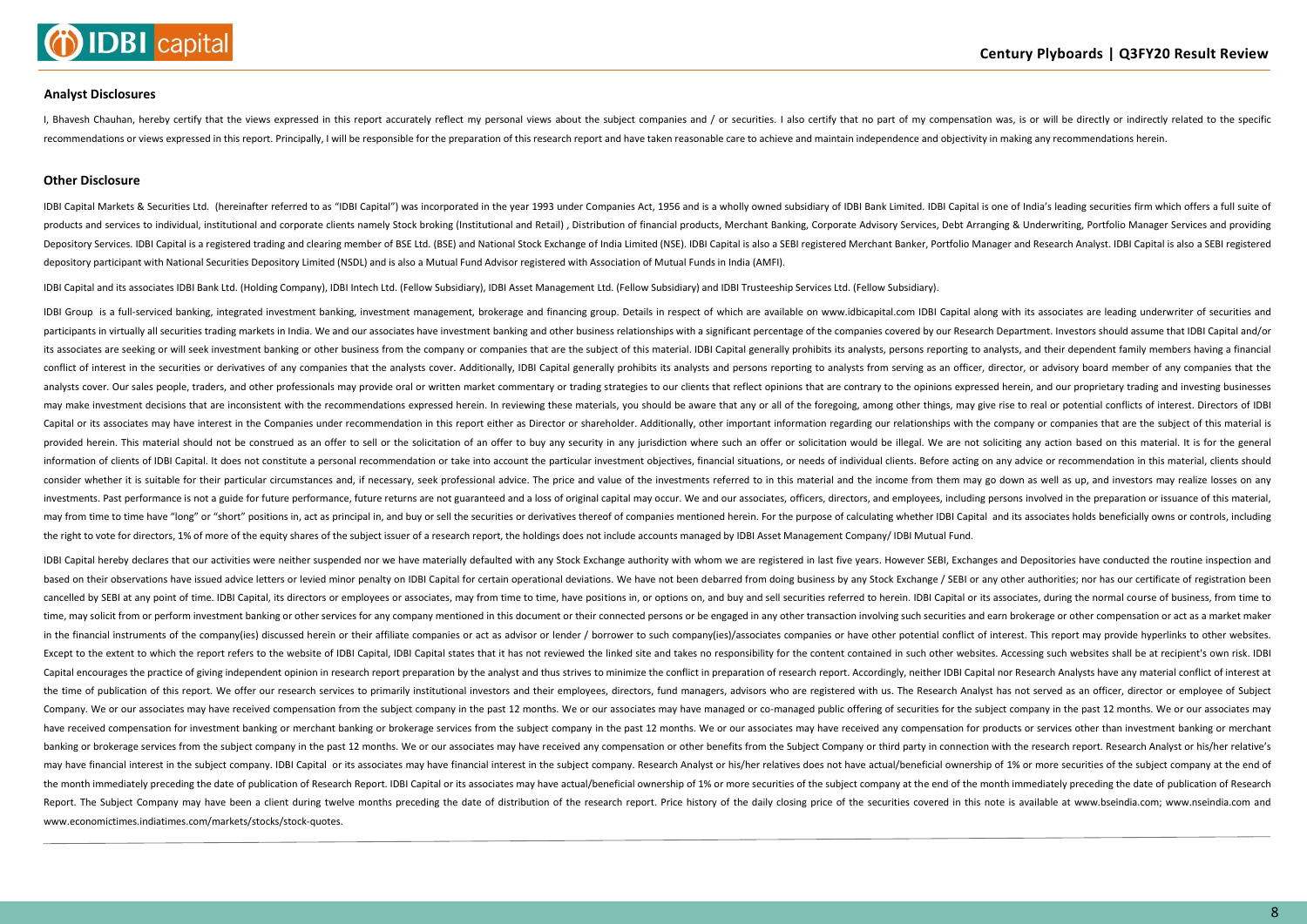## Analyst Disclosures

I, Bhavesh Chauhan, hereby certify that the views expressed in this report accurately reflect my personal views about the subject companies and / or securities. I also certify that no part of my compensation was, is or will be directly or indirectly related to the specific recommendations or views expressed in this report. Principally, I will be responsible for the preparation of this research report and have taken reasonable care to achieve and maintain independence and objectivity in making any recommendations herein.

## Other Disclosure

IDBI Capital Markets & Securities Ltd. (hereinafter referred to as "IDBI Capital") was incorporated in the year 1993 under Companies Act, 1956 and is a wholly owned subsidiary of IDBI Bank Limited. IDBI Capital is one of India's leading securities firm which offers a full suite of products and services to individual, institutional and corporate clients namely Stock broking (Institutional and Retail) , Distribution of financial products, Merchant Banking, Corporate Advisory Services, Debt Arranging & Underwriting, Portfolio Manager Services and providing Depository Services. IDBI Capital is a registered trading and clearing member of BSE Ltd. (BSE) and National Stock Exchange of India Limited (NSE). IDBI Capital is also a SEBI registered Merchant Banker, Portfolio Manager and Research Analyst. IDBI Capital is also a SEBI registered depository participant with National Securities Depository Limited (NSDL) and is also a Mutual Fund Advisor registered with Association of Mutual Funds in India (AMFI).

IDBI Capital and its associates IDBI Bank Ltd. (Holding Company), IDBI Intech Ltd. (Fellow Subsidiary), IDBI Asset Management Ltd. (Fellow Subsidiary) and IDBI Trusteeship Services Ltd. (Fellow Subsidiary).

IDBI Group is a full-serviced banking, integrated investment banking, investment management, brokerage and financing group. Details in respect of which are available on www.idbicapital.com IDBI Capital along with its associates are leading underwriter of securities and participants in virtually all securities trading markets in India. We and our associates have investment banking and other business relationships with a significant percentage of the companies covered by our Research Department. Investors should assume that IDBI Capital and/or its associates are seeking or will seek investment banking or other business from the company or companies that are the subject of this material. IDBI Capital generally prohibits its analysts, persons reporting to analysts, and their dependent family members having a financial conflict of interest in the securities or derivatives of any companies that the analysts cover. Additionally, IDBI Capital generally prohibits its analysts and persons reporting to analysts from serving as an officer, director, or advisory board member of any companies that the analysts cover. Our sales people, traders, and other professionals may provide oral or written market commentary or trading strategies to our clients that reflect opinions that are contrary to the opinions expressed herein, and our proprietary trading and investing businesses may make investment decisions that are inconsistent with the recommendations expressed herein. In reviewing these materials, you should be aware that any or all of the foregoing, among other things, may give rise to real or potential conflicts of interest. Directors of IDBI Capital or its associates may have interest in the Companies under recommendation in this report either as Director or shareholder. Additionally, other important information regarding our relationships with the company or companies that are the subject of this material is provided herein. This material should not be construed as an offer to sell or the solicitation of an offer to buy any security in any jurisdiction where such an offer or solicitation would be illegal. We are not soliciting any action based on this material. It is for the general information of clients of IDBI Capital. It does not constitute a personal recommendation or take into account the particular investment objectives, financial situations, or needs of individual clients. Before acting on any advice or recommendation in this material, clients should consider whether it is suitable for their particular circumstances and, if necessary, seek professional advice. The price and value of the investments referred to in this material and the income from them may go down as well as up, and investors may realize losses on any investments. Past performance is not a guide for future performance, future returns are not guaranteed and a loss of original capital may occur. We and our associates, officers, directors, and employees, including persons involved in the preparation or issuance of this material, may from time to time have "long" or "short" positions in, act as principal in, and buy or sell the securities or derivatives thereof of companies mentioned herein. For the purpose of calculating whether IDBI Capital and its associates holds beneficially owns or controls, including the right to vote for directors, 1% of more of the equity shares of the subject issuer of a research report, the holdings does not include accounts managed by IDBI Asset Management Company/ IDBI Mutual Fund.

IDBI Capital hereby declares that our activities were neither suspended nor we have materially defaulted with any Stock Exchange authority with whom we are registered in last five years. However SEBI, Exchanges and Depositories have conducted the routine inspection and based on their observations have issued advice letters or levied minor penalty on IDBI Capital for certain operational deviations. We have not been debarred from doing business by any Stock Exchange / SEBI or any other authorities; nor has our certificate of registration been cancelled by SEBI at any point of time. IDBI Capital, its directors or employees or associates, may from time to time, have positions in, or options on, and buy and sell securities referred to herein. IDBI Capital or its associates, during the normal course of business, from time to time, may solicit from or perform investment banking or other services for any company mentioned in this document or their connected persons or be engaged in any other transaction involving such securities and earn brokerage or other compensation or act as a market maker in the financial instruments of the company(ies) discussed herein or their affiliate companies or act as advisor or lender / borrower to such company(ies)/associates companies or have other potential conflict of interest. This report may provide hyperlinks to other websites. Except to the extent to which the report refers to the website of IDBI Capital, IDBI Capital states that it has not reviewed the linked site and takes no responsibility for the content contained in such other websites. Accessing such websites shall be at recipient's own risk. IDBI Capital encourages the practice of giving independent opinion in research report preparation by the analyst and thus strives to minimize the conflict in preparation of research report. Accordingly, neither IDBI Capital nor Research Analysts have any material conflict of interest at the time of publication of this report. We offer our research services to primarily institutional investors and their employees, directors, fund managers, advisors who are registered with us. The Research Analyst has not served as an officer, director or employee of Subject Company. We or our associates may have received compensation from the subject company in the past 12 months. We or our associates may have managed or co-managed public offering of securities for the subject company in the past 12 months. We or our associates may have received compensation for investment banking or merchant banking or brokerage services from the subject company in the past 12 months. We or our associates may have received any compensation for products or services other than investment banking or merchant banking or brokerage services from the subject company in the past 12 months. We or our associates may have received any compensation or other benefits from the Subject Company or third party in connection with the research report. Research Analyst or his/her relative's may have financial interest in the subject company. IDBI Capital or its associates may have financial interest in the subject company. Research Analyst or his/her relatives does not have actual/beneficial ownership of 1% or more securities of the subject company at the end of the month immediately preceding the date of publication of Research Report. IDBI Capital or its associates may have actual/beneficial ownership of 1% or more securities of the subject company at the end of the month immediately preceding the date of publication of Research Report. The Subject Company may have been a client during twelve months preceding the date of distribution of the research report. Price history of the daily closing price of the securities covered in this note is available at www.bseindia.com; www.nseindia.com and www.economictimes.indiatimes.com/markets/stocks/stock-quotes.